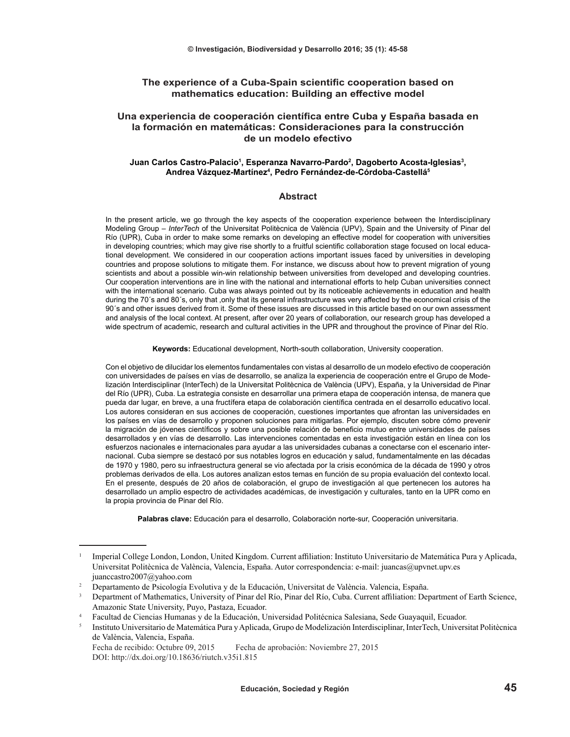# The experience of a Cuba-Spain scientific cooperation based on mathematics education: Building an effective model

# Una experiencia de cooperación científica entre Cuba y España basada en la formación en matemáticas: Consideraciones para la construcción de un modelo efectivo

**Juan Carlos Castro-Palacio[1], Esperanza Navarro-Pardo[2], Dagoberto Acosta-Iglesias[3], Andrea Vázquez-Martínez[4], Pedro Fernández-de-Córdoba-Castellá[5]**

## Abstract

In the present article, we go through the key aspects of the cooperation experience between the Interdisciplinary Modeling Group – *InterTech* of the Universitat Politècnica de València (UPV), Spain and the University of Pinar del Río (UPR), Cuba in order to make some remarks on developing an effective model for cooperation with universities in developing countries; which may give rise shortly to a fruitful scientific collaboration stage focused on local educational development. We considered in our cooperation actions important issues faced by universities in developing countries and propose solutions to mitigate them. For instance, we discuss about how to prevent migration of young scientists and about a possible win-win relationship between universities from developed and developing countries. Our cooperation interventions are in line with the national and international efforts to help Cuban universities connect with the international scenario. Cuba was always pointed out by its noticeable achievements in education and health during the 70´s and 80´s, only that ,only that its general infrastructure was very affected by the economical crisis of the 90´s and other issues derived from it. Some of these issues are discussed in this article based on our own assessment and analysis of the local context. At present, after over 20 years of collaboration, our research group has developed a wide spectrum of academic, research and cultural activities in the UPR and throughout the province of Pinar del Río.

**Keywords:** Educational development, North-south collaboration, University cooperation.

Con el objetivo de dilucidar los elementos fundamentales con vistas al desarrollo de un modelo efectivo de cooperación con universidades de países en vías de desarrollo, se analiza la experiencia de cooperación entre el Grupo de Modelización Interdisciplinar (InterTech) de la Universitat Politècnica de València (UPV), España, y la Universidad de Pinar del Río (UPR), Cuba. La estrategia consiste en desarrollar una primera etapa de cooperación intensa, de manera que pueda dar lugar, en breve, a una fructífera etapa de colaboración científica centrada en el desarrollo educativo local. Los autores consideran en sus acciones de cooperación, cuestiones importantes que afrontan las universidades en los países en vías de desarrollo y proponen soluciones para mitigarlas. Por ejemplo, discuten sobre cómo prevenir la migración de jóvenes científicos y sobre una posible relación de beneficio mutuo entre universidades de países desarrollados y en vías de desarrollo. Las intervenciones comentadas en esta investigación están en línea con los esfuerzos nacionales e internacionales para ayudar a las universidades cubanas a conectarse con el escenario internacional. Cuba siempre se destacó por sus notables logros en educación y salud, fundamentalmente en las décadas de 1970 y 1980, pero su infraestructura general se vio afectada por la crisis económica de la década de 1990 y otros problemas derivados de ella. Los autores analizan estos temas en función de su propia evaluación del contexto local. En el presente, después de 20 años de colaboración, el grupo de investigación al que pertenecen los autores ha desarrollado un amplio espectro de actividades académicas, de investigación y culturales, tanto en la UPR como en la propia provincia de Pinar del Río.

**Palabras clave:** Educación para el desarrollo, Colaboración norte-sur, Cooperación universitaria.

---

[1] Imperial College London, London, United Kingdom. Current affiliation: Instituto Universitario de Matemática Pura y Aplicada, Universitat Politècnica de València, Valencia, España. Autor correspondencia: e-mail: juancas@upvnet.upv.es juanccastro2007@yahoo.com

[2] Departamento de Psicología Evolutiva y de la Educación, Universitat de València. Valencia, España.

[3] Department of Mathematics, University of Pinar del Río, Pinar del Río, Cuba. Current affiliation: Department of Earth Science, Amazonic State University, Puyo, Pastaza, Ecuador.

[4] Facultad de Ciencias Humanas y de la Educación, Universidad Politécnica Salesiana, Sede Guayaquil, Ecuador.

[5] Instituto Universitario de Matemática Pura y Aplicada, Grupo de Modelización Interdisciplinar, InterTech, Universitat Politècnica de València, Valencia, España.

Fecha de recibido: Octubre 09, 2015 Fecha de aprobación: Noviembre 27, 2015
DOI: http://dx.doi.org/10.18636/riutch.v35i1.815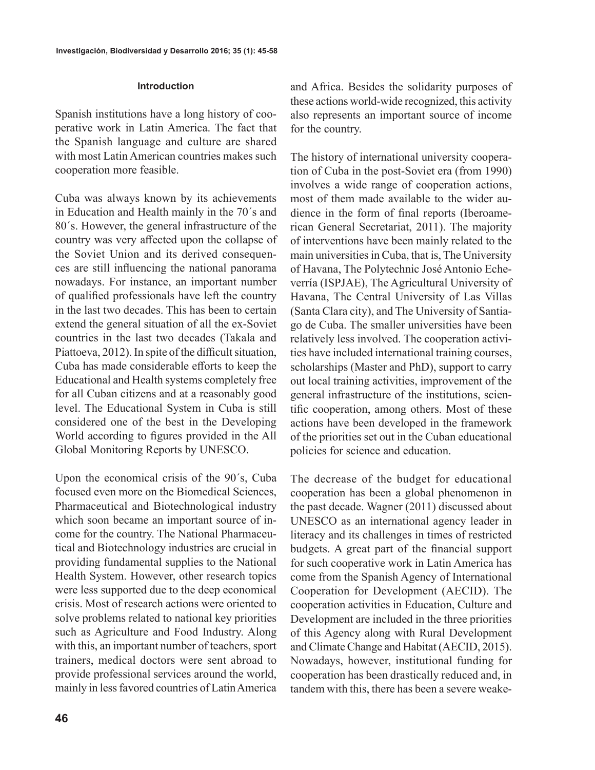## Introduction

Spanish institutions have a long history of cooperative work in Latin America. The fact that the Spanish language and culture are shared with most Latin American countries makes such cooperation more feasible.

Cuba was always known by its achievements in Education and Health mainly in the 70´s and 80´s. However, the general infrastructure of the country was very affected upon the collapse of the Soviet Union and its derived consequences are still influencing the national panorama nowadays. For instance, an important number of qualified professionals have left the country in the last two decades. This has been to certain extend the general situation of all the ex-Soviet countries in the last two decades (Takala and Piattoeva, 2012). In spite of the difficult situation, Cuba has made considerable efforts to keep the Educational and Health systems completely free for all Cuban citizens and at a reasonably good level. The Educational System in Cuba is still considered one of the best in the Developing World according to figures provided in the All Global Monitoring Reports by UNESCO.

Upon the economical crisis of the 90´s, Cuba focused even more on the Biomedical Sciences, Pharmaceutical and Biotechnological industry which soon became an important source of income for the country. The National Pharmaceutical and Biotechnology industries are crucial in providing fundamental supplies to the National Health System. However, other research topics were less supported due to the deep economical crisis. Most of research actions were oriented to solve problems related to national key priorities such as Agriculture and Food Industry. Along with this, an important number of teachers, sport trainers, medical doctors were sent abroad to provide professional services around the world, mainly in less favored countries of Latin America and Africa. Besides the solidarity purposes of these actions world-wide recognized, this activity also represents an important source of income for the country.

The history of international university cooperation of Cuba in the post-Soviet era (from 1990) involves a wide range of cooperation actions, most of them made available to the wider audience in the form of final reports (Iberoamerican General Secretariat, 2011). The majority of interventions have been mainly related to the main universities in Cuba, that is, The University of Havana, The Polytechnic José Antonio Echeverría (ISPJAE), The Agricultural University of Havana, The Central University of Las Villas (Santa Clara city), and The University of Santiago de Cuba. The smaller universities have been relatively less involved. The cooperation activities have included international training courses, scholarships (Master and PhD), support to carry out local training activities, improvement of the general infrastructure of the institutions, scientific cooperation, among others. Most of these actions have been developed in the framework of the priorities set out in the Cuban educational policies for science and education.

The decrease of the budget for educational cooperation has been a global phenomenon in the past decade. Wagner (2011) discussed about UNESCO as an international agency leader in literacy and its challenges in times of restricted budgets. A great part of the financial support for such cooperative work in Latin America has come from the Spanish Agency of International Cooperation for Development (AECID). The cooperation activities in Education, Culture and Development are included in the three priorities of this Agency along with Rural Development and Climate Change and Habitat (AECID, 2015). Nowadays, however, institutional funding for cooperation has been drastically reduced and, in tandem with this, there has been a severe weake-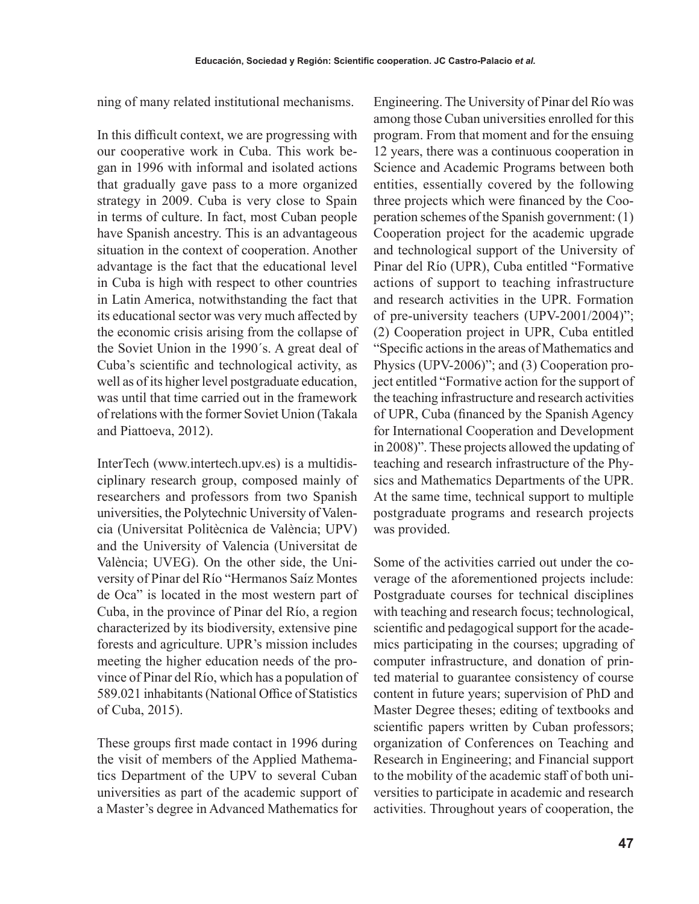ning of many related institutional mechanisms.

In this difficult context, we are progressing with our cooperative work in Cuba. This work began in 1996 with informal and isolated actions that gradually gave pass to a more organized strategy in 2009. Cuba is very close to Spain in terms of culture. In fact, most Cuban people have Spanish ancestry. This is an advantageous situation in the context of cooperation. Another advantage is the fact that the educational level in Cuba is high with respect to other countries in Latin America, notwithstanding the fact that its educational sector was very much affected by the economic crisis arising from the collapse of the Soviet Union in the 1990´s. A great deal of Cuba's scientific and technological activity, as well as of its higher level postgraduate education, was until that time carried out in the framework of relations with the former Soviet Union (Takala and Piattoeva, 2012).

InterTech (www.intertech.upv.es) is a multidisciplinary research group, composed mainly of researchers and professors from two Spanish universities, the Polytechnic University of Valencia (Universitat Politècnica de València; UPV) and the University of Valencia (Universitat de València; UVEG). On the other side, the University of Pinar del Río "Hermanos Saíz Montes de Oca" is located in the most western part of Cuba, in the province of Pinar del Río, a region characterized by its biodiversity, extensive pine forests and agriculture. UPR's mission includes meeting the higher education needs of the province of Pinar del Río, which has a population of 589.021 inhabitants (National Office of Statistics of Cuba, 2015).

These groups first made contact in 1996 during the visit of members of the Applied Mathematics Department of the UPV to several Cuban universities as part of the academic support of a Master's degree in Advanced Mathematics for Engineering. The University of Pinar del Río was among those Cuban universities enrolled for this program. From that moment and for the ensuing 12 years, there was a continuous cooperation in Science and Academic Programs between both entities, essentially covered by the following three projects which were financed by the Cooperation schemes of the Spanish government: (1) Cooperation project for the academic upgrade and technological support of the University of Pinar del Río (UPR), Cuba entitled "Formative actions of support to teaching infrastructure and research activities in the UPR. Formation of pre-university teachers (UPV-2001/2004)"; (2) Cooperation project in UPR, Cuba entitled "Specific actions in the areas of Mathematics and Physics (UPV-2006)"; and (3) Cooperation project entitled "Formative action for the support of the teaching infrastructure and research activities of UPR, Cuba (financed by the Spanish Agency for International Cooperation and Development in 2008)". These projects allowed the updating of teaching and research infrastructure of the Physics and Mathematics Departments of the UPR. At the same time, technical support to multiple postgraduate programs and research projects was provided.

Some of the activities carried out under the coverage of the aforementioned projects include: Postgraduate courses for technical disciplines with teaching and research focus; technological, scientific and pedagogical support for the academics participating in the courses; upgrading of computer infrastructure, and donation of printed material to guarantee consistency of course content in future years; supervision of PhD and Master Degree theses; editing of textbooks and scientific papers written by Cuban professors; organization of Conferences on Teaching and Research in Engineering; and Financial support to the mobility of the academic staff of both universities to participate in academic and research activities. Throughout years of cooperation, the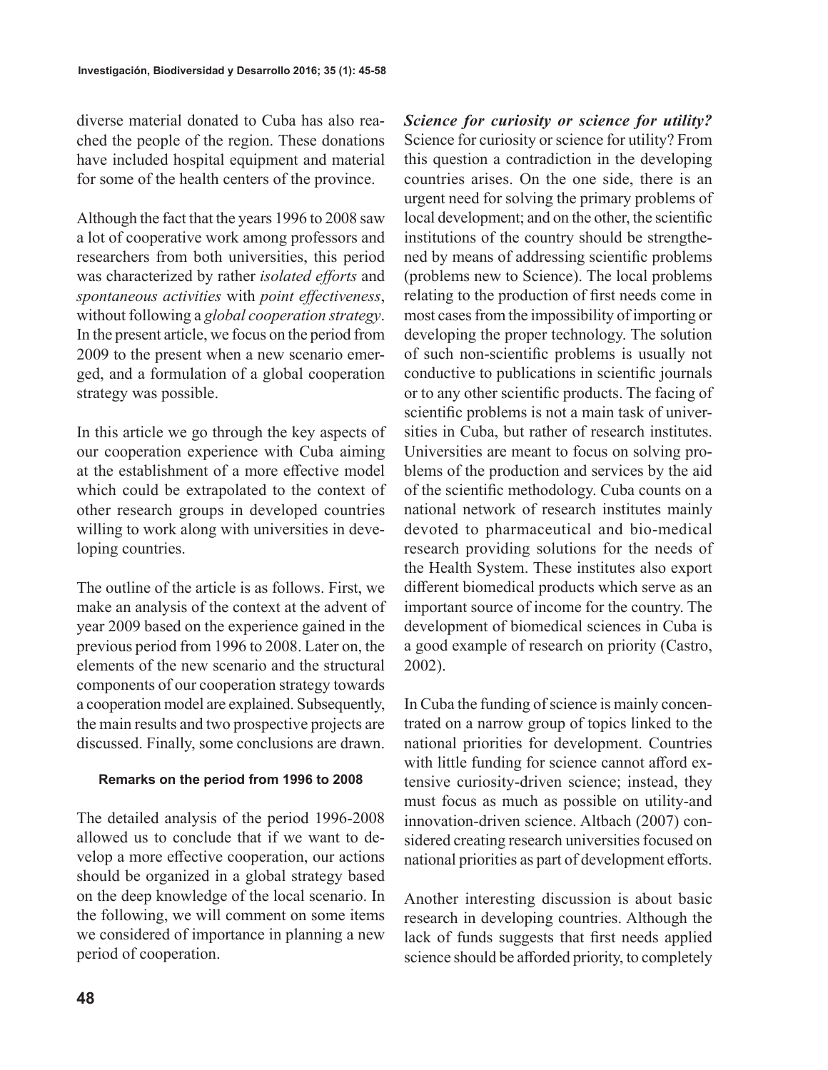diverse material donated to Cuba has also reached the people of the region. These donations have included hospital equipment and material for some of the health centers of the province.

Although the fact that the years 1996 to 2008 saw a lot of cooperative work among professors and researchers from both universities, this period was characterized by rather *isolated efforts* and *spontaneous activities* with *point effectiveness*, without following a *global cooperation strategy*. In the present article, we focus on the period from 2009 to the present when a new scenario emerged, and a formulation of a global cooperation strategy was possible.

In this article we go through the key aspects of our cooperation experience with Cuba aiming at the establishment of a more effective model which could be extrapolated to the context of other research groups in developed countries willing to work along with universities in developing countries.

The outline of the article is as follows. First, we make an analysis of the context at the advent of year 2009 based on the experience gained in the previous period from 1996 to 2008. Later on, the elements of the new scenario and the structural components of our cooperation strategy towards a cooperation model are explained. Subsequently, the main results and two prospective projects are discussed. Finally, some conclusions are drawn.

#### Remarks on the period from 1996 to 2008

The detailed analysis of the period 1996-2008 allowed us to conclude that if we want to develop a more effective cooperation, our actions should be organized in a global strategy based on the deep knowledge of the local scenario. In the following, we will comment on some items we considered of importance in planning a new period of cooperation.

***Science for curiosity or science for utility?***
Science for curiosity or science for utility? From this question a contradiction in the developing countries arises. On the one side, there is an urgent need for solving the primary problems of local development; and on the other, the scientific institutions of the country should be strengthened by means of addressing scientific problems (problems new to Science). The local problems relating to the production of first needs come in most cases from the impossibility of importing or developing the proper technology. The solution of such non-scientific problems is usually not conductive to publications in scientific journals or to any other scientific products. The facing of scientific problems is not a main task of universities in Cuba, but rather of research institutes. Universities are meant to focus on solving problems of the production and services by the aid of the scientific methodology. Cuba counts on a national network of research institutes mainly devoted to pharmaceutical and bio-medical research providing solutions for the needs of the Health System. These institutes also export different biomedical products which serve as an important source of income for the country. The development of biomedical sciences in Cuba is a good example of research on priority (Castro, 2002).

In Cuba the funding of science is mainly concentrated on a narrow group of topics linked to the national priorities for development. Countries with little funding for science cannot afford extensive curiosity-driven science; instead, they must focus as much as possible on utility-and innovation-driven science. Altbach (2007) considered creating research universities focused on national priorities as part of development efforts.

Another interesting discussion is about basic research in developing countries. Although the lack of funds suggests that first needs applied science should be afforded priority, to completely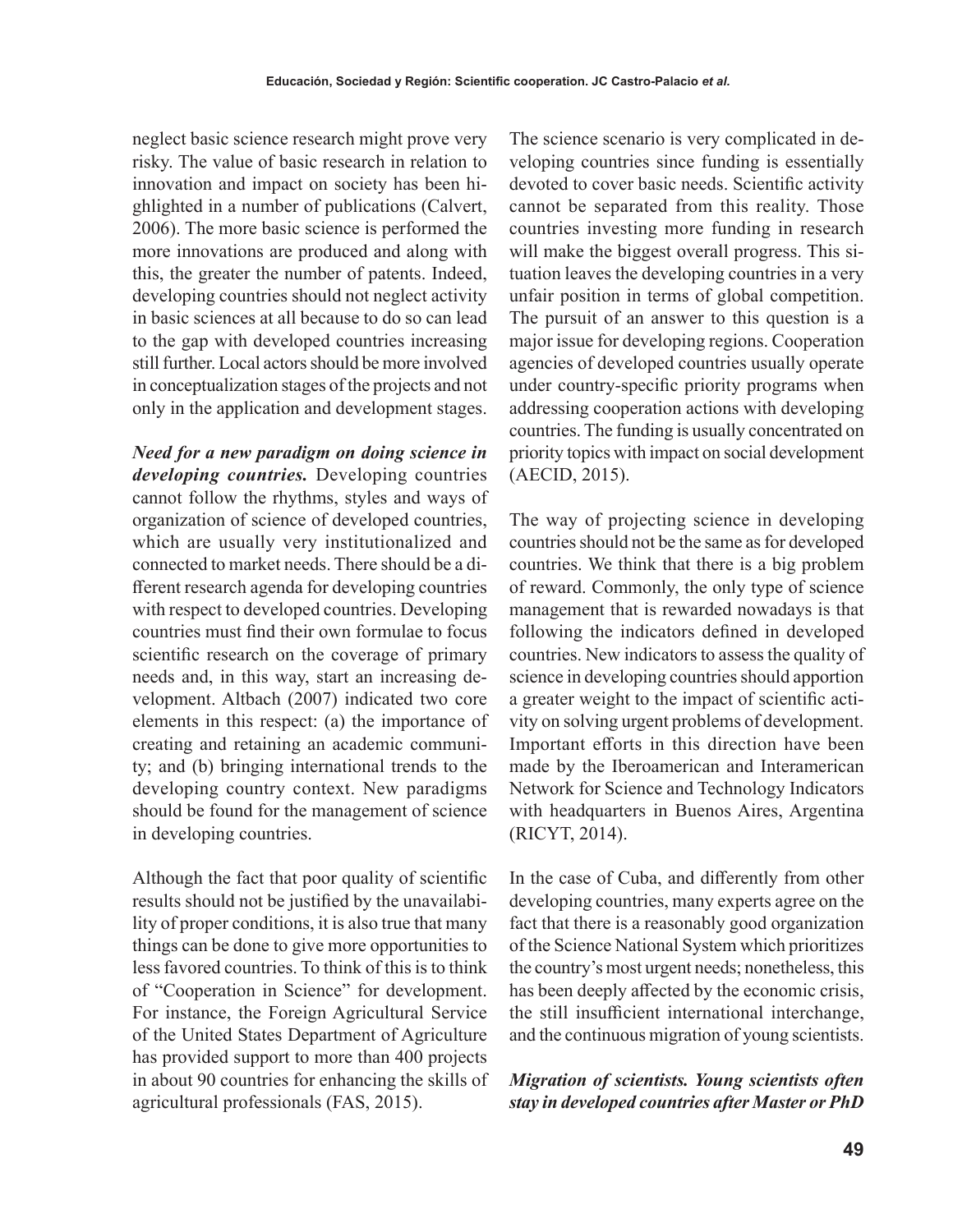neglect basic science research might prove very risky. The value of basic research in relation to innovation and impact on society has been highlighted in a number of publications (Calvert, 2006). The more basic science is performed the more innovations are produced and along with this, the greater the number of patents. Indeed, developing countries should not neglect activity in basic sciences at all because to do so can lead to the gap with developed countries increasing still further. Local actors should be more involved in conceptualization stages of the projects and not only in the application and development stages.

***Need for a new paradigm on doing science in developing countries.*** Developing countries cannot follow the rhythms, styles and ways of organization of science of developed countries, which are usually very institutionalized and connected to market needs. There should be a different research agenda for developing countries with respect to developed countries. Developing countries must find their own formulae to focus scientific research on the coverage of primary needs and, in this way, start an increasing development. Altbach (2007) indicated two core elements in this respect: (a) the importance of creating and retaining an academic community; and (b) bringing international trends to the developing country context. New paradigms should be found for the management of science in developing countries.

Although the fact that poor quality of scientific results should not be justified by the unavailability of proper conditions, it is also true that many things can be done to give more opportunities to less favored countries. To think of this is to think of "Cooperation in Science" for development. For instance, the Foreign Agricultural Service of the United States Department of Agriculture has provided support to more than 400 projects in about 90 countries for enhancing the skills of agricultural professionals (FAS, 2015).

The science scenario is very complicated in developing countries since funding is essentially devoted to cover basic needs. Scientific activity cannot be separated from this reality. Those countries investing more funding in research will make the biggest overall progress. This situation leaves the developing countries in a very unfair position in terms of global competition. The pursuit of an answer to this question is a major issue for developing regions. Cooperation agencies of developed countries usually operate under country-specific priority programs when addressing cooperation actions with developing countries. The funding is usually concentrated on priority topics with impact on social development (AECID, 2015).

The way of projecting science in developing countries should not be the same as for developed countries. We think that there is a big problem of reward. Commonly, the only type of science management that is rewarded nowadays is that following the indicators defined in developed countries. New indicators to assess the quality of science in developing countries should apportion a greater weight to the impact of scientific activity on solving urgent problems of development. Important efforts in this direction have been made by the Iberoamerican and Interamerican Network for Science and Technology Indicators with headquarters in Buenos Aires, Argentina (RICYT, 2014).

In the case of Cuba, and differently from other developing countries, many experts agree on the fact that there is a reasonably good organization of the Science National System which prioritizes the country's most urgent needs; nonetheless, this has been deeply affected by the economic crisis, the still insufficient international interchange, and the continuous migration of young scientists.

***Migration of scientists. Young scientists often stay in developed countries after Master or PhD***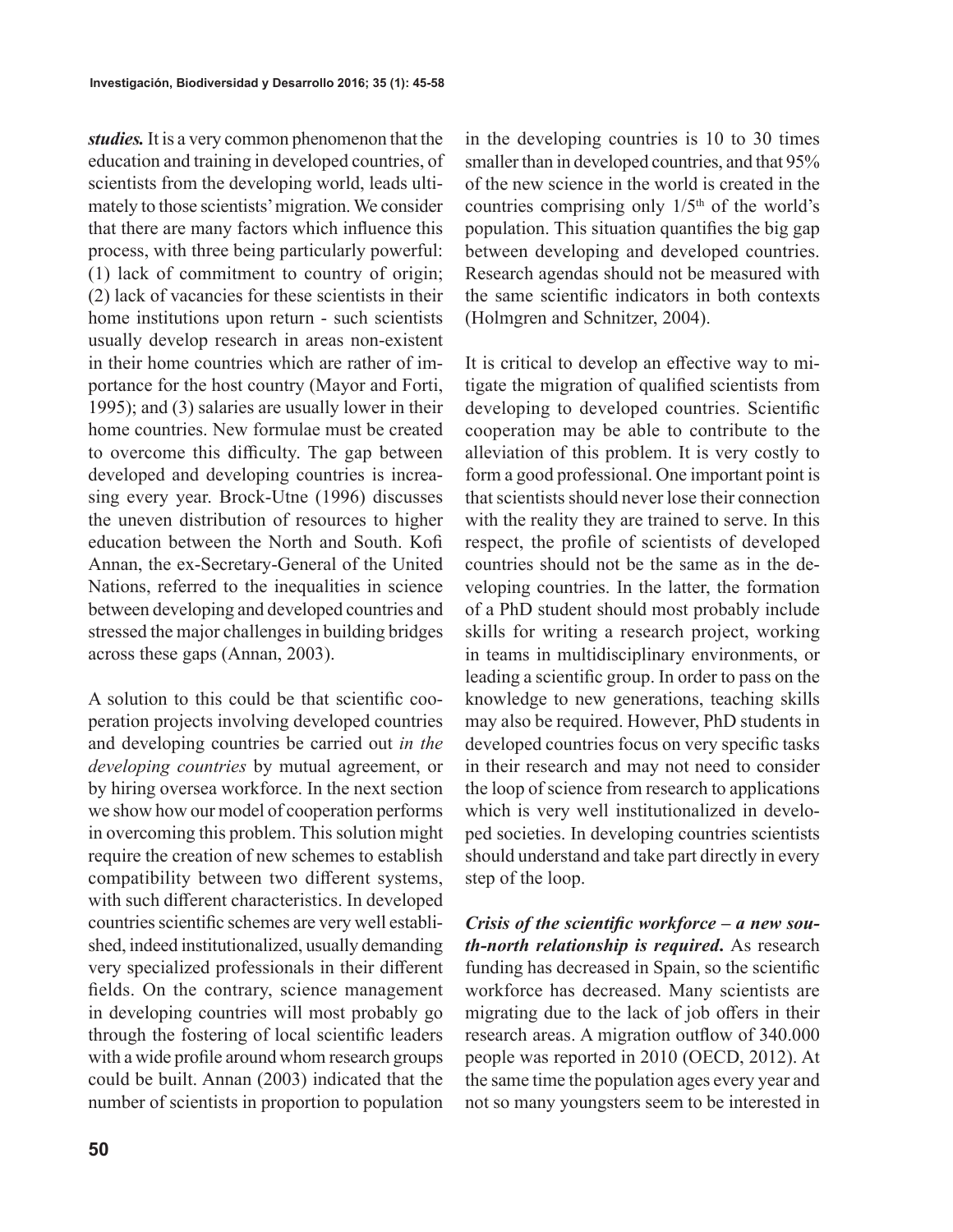***studies.*** It is a very common phenomenon that the education and training in developed countries, of scientists from the developing world, leads ultimately to those scientists' migration. We consider that there are many factors which influence this process, with three being particularly powerful: (1) lack of commitment to country of origin; (2) lack of vacancies for these scientists in their home institutions upon return - such scientists usually develop research in areas non-existent in their home countries which are rather of importance for the host country (Mayor and Forti, 1995); and (3) salaries are usually lower in their home countries. New formulae must be created to overcome this difficulty. The gap between developed and developing countries is increasing every year. Brock-Utne (1996) discusses the uneven distribution of resources to higher education between the North and South. Kofi Annan, the ex-Secretary-General of the United Nations, referred to the inequalities in science between developing and developed countries and stressed the major challenges in building bridges across these gaps (Annan, 2003).

A solution to this could be that scientific cooperation projects involving developed countries and developing countries be carried out *in the developing countries* by mutual agreement, or by hiring oversea workforce. In the next section we show how our model of cooperation performs in overcoming this problem. This solution might require the creation of new schemes to establish compatibility between two different systems, with such different characteristics. In developed countries scientific schemes are very well established, indeed institutionalized, usually demanding very specialized professionals in their different fields. On the contrary, science management in developing countries will most probably go through the fostering of local scientific leaders with a wide profile around whom research groups could be built. Annan (2003) indicated that the number of scientists in proportion to population in the developing countries is 10 to 30 times smaller than in developed countries, and that 95% of the new science in the world is created in the countries comprising only 1/5th of the world's population. This situation quantifies the big gap between developing and developed countries. Research agendas should not be measured with the same scientific indicators in both contexts (Holmgren and Schnitzer, 2004).

It is critical to develop an effective way to mitigate the migration of qualified scientists from developing to developed countries. Scientific cooperation may be able to contribute to the alleviation of this problem. It is very costly to form a good professional. One important point is that scientists should never lose their connection with the reality they are trained to serve. In this respect, the profile of scientists of developed countries should not be the same as in the developing countries. In the latter, the formation of a PhD student should most probably include skills for writing a research project, working in teams in multidisciplinary environments, or leading a scientific group. In order to pass on the knowledge to new generations, teaching skills may also be required. However, PhD students in developed countries focus on very specific tasks in their research and may not need to consider the loop of science from research to applications which is very well institutionalized in developed societies. In developing countries scientists should understand and take part directly in every step of the loop.

***Crisis of the scientific workforce – a new south-north relationship is required.*** As research funding has decreased in Spain, so the scientific workforce has decreased. Many scientists are migrating due to the lack of job offers in their research areas. A migration outflow of 340.000 people was reported in 2010 (OECD, 2012). At the same time the population ages every year and not so many youngsters seem to be interested in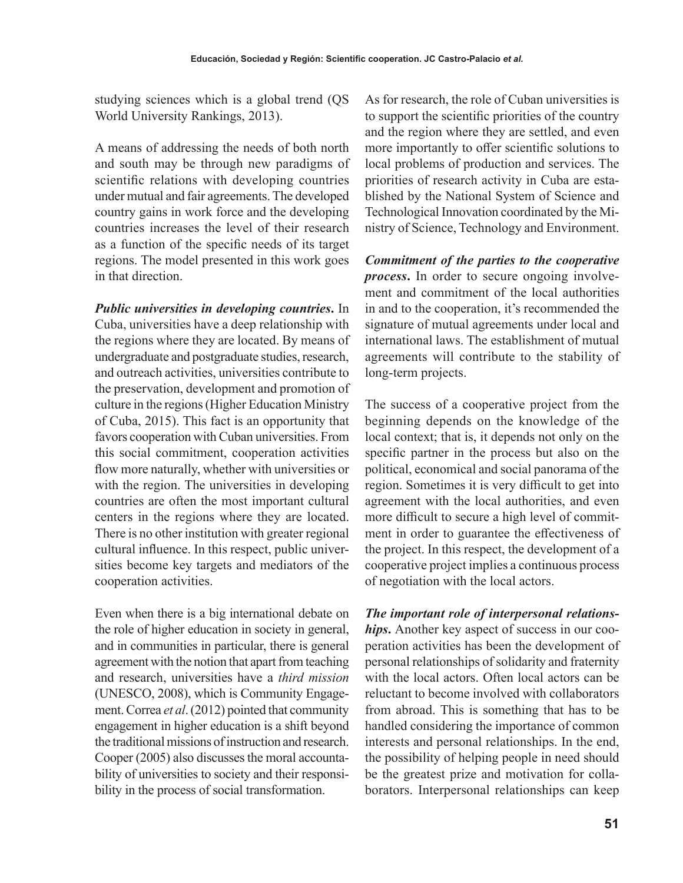studying sciences which is a global trend (QS World University Rankings, 2013).

A means of addressing the needs of both north and south may be through new paradigms of scientific relations with developing countries under mutual and fair agreements. The developed country gains in work force and the developing countries increases the level of their research as a function of the specific needs of its target regions. The model presented in this work goes in that direction.

***Public universities in developing countries*.** In Cuba, universities have a deep relationship with the regions where they are located. By means of undergraduate and postgraduate studies, research, and outreach activities, universities contribute to the preservation, development and promotion of culture in the regions (Higher Education Ministry of Cuba, 2015). This fact is an opportunity that favors cooperation with Cuban universities. From this social commitment, cooperation activities flow more naturally, whether with universities or with the region. The universities in developing countries are often the most important cultural centers in the regions where they are located. There is no other institution with greater regional cultural influence. In this respect, public universities become key targets and mediators of the cooperation activities.

Even when there is a big international debate on the role of higher education in society in general, and in communities in particular, there is general agreement with the notion that apart from teaching and research, universities have a *third mission* (UNESCO, 2008), which is Community Engagement. Correa *et al*. (2012) pointed that community engagement in higher education is a shift beyond the traditional missions of instruction and research. Cooper (2005) also discusses the moral accountability of universities to society and their responsibility in the process of social transformation.

As for research, the role of Cuban universities is to support the scientific priorities of the country and the region where they are settled, and even more importantly to offer scientific solutions to local problems of production and services. The priorities of research activity in Cuba are established by the National System of Science and Technological Innovation coordinated by the Ministry of Science, Technology and Environment.

***Commitment of the parties to the cooperative process*.** In order to secure ongoing involvement and commitment of the local authorities in and to the cooperation, it's recommended the signature of mutual agreements under local and international laws. The establishment of mutual agreements will contribute to the stability of long-term projects.

The success of a cooperative project from the beginning depends on the knowledge of the local context; that is, it depends not only on the specific partner in the process but also on the political, economical and social panorama of the region. Sometimes it is very difficult to get into agreement with the local authorities, and even more difficult to secure a high level of commitment in order to guarantee the effectiveness of the project. In this respect, the development of a cooperative project implies a continuous process of negotiation with the local actors.

***The important role of interpersonal relationships*.** Another key aspect of success in our cooperation activities has been the development of personal relationships of solidarity and fraternity with the local actors. Often local actors can be reluctant to become involved with collaborators from abroad. This is something that has to be handled considering the importance of common interests and personal relationships. In the end, the possibility of helping people in need should be the greatest prize and motivation for collaborators. Interpersonal relationships can keep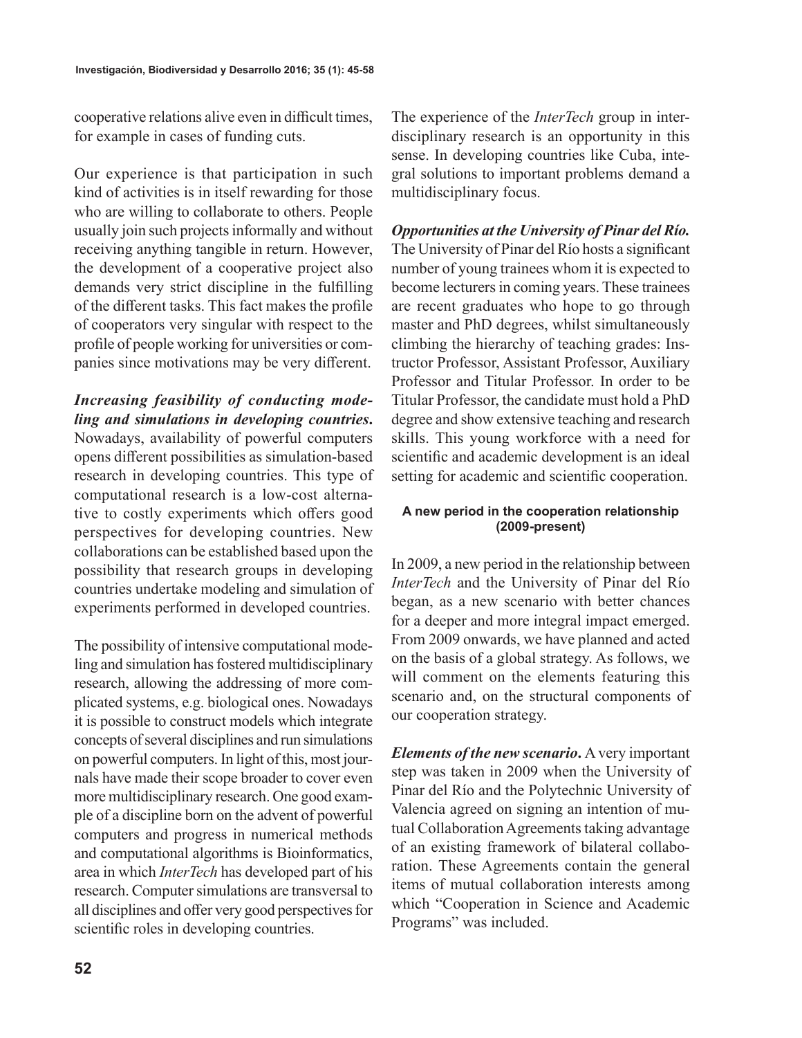cooperative relations alive even in difficult times, for example in cases of funding cuts.

Our experience is that participation in such kind of activities is in itself rewarding for those who are willing to collaborate to others. People usually join such projects informally and without receiving anything tangible in return. However, the development of a cooperative project also demands very strict discipline in the fulfilling of the different tasks. This fact makes the profile of cooperators very singular with respect to the profile of people working for universities or companies since motivations may be very different.

***Increasing feasibility of conducting modeling and simulations in developing countries.*** Nowadays, availability of powerful computers opens different possibilities as simulation-based research in developing countries. This type of computational research is a low-cost alternative to costly experiments which offers good perspectives for developing countries. New collaborations can be established based upon the possibility that research groups in developing countries undertake modeling and simulation of experiments performed in developed countries.

The possibility of intensive computational modeling and simulation has fostered multidisciplinary research, allowing the addressing of more complicated systems, e.g. biological ones. Nowadays it is possible to construct models which integrate concepts of several disciplines and run simulations on powerful computers. In light of this, most journals have made their scope broader to cover even more multidisciplinary research. One good example of a discipline born on the advent of powerful computers and progress in numerical methods and computational algorithms is Bioinformatics, area in which *InterTech* has developed part of his research. Computer simulations are transversal to all disciplines and offer very good perspectives for scientific roles in developing countries.

The experience of the *InterTech* group in interdisciplinary research is an opportunity in this sense. In developing countries like Cuba, integral solutions to important problems demand a multidisciplinary focus.

***Opportunities at the University of Pinar del Río.*** The University of Pinar del Río hosts a significant number of young trainees whom it is expected to become lecturers in coming years. These trainees are recent graduates who hope to go through master and PhD degrees, whilst simultaneously climbing the hierarchy of teaching grades: Instructor Professor, Assistant Professor, Auxiliary Professor and Titular Professor. In order to be Titular Professor, the candidate must hold a PhD degree and show extensive teaching and research skills. This young workforce with a need for scientific and academic development is an ideal setting for academic and scientific cooperation.

### A new period in the cooperation relationship (2009-present)

In 2009, a new period in the relationship between *InterTech* and the University of Pinar del Río began, as a new scenario with better chances for a deeper and more integral impact emerged. From 2009 onwards, we have planned and acted on the basis of a global strategy. As follows, we will comment on the elements featuring this scenario and, on the structural components of our cooperation strategy.

***Elements of the new scenario.*** A very important step was taken in 2009 when the University of Pinar del Río and the Polytechnic University of Valencia agreed on signing an intention of mutual Collaboration Agreements taking advantage of an existing framework of bilateral collaboration. These Agreements contain the general items of mutual collaboration interests among which "Cooperation in Science and Academic Programs" was included.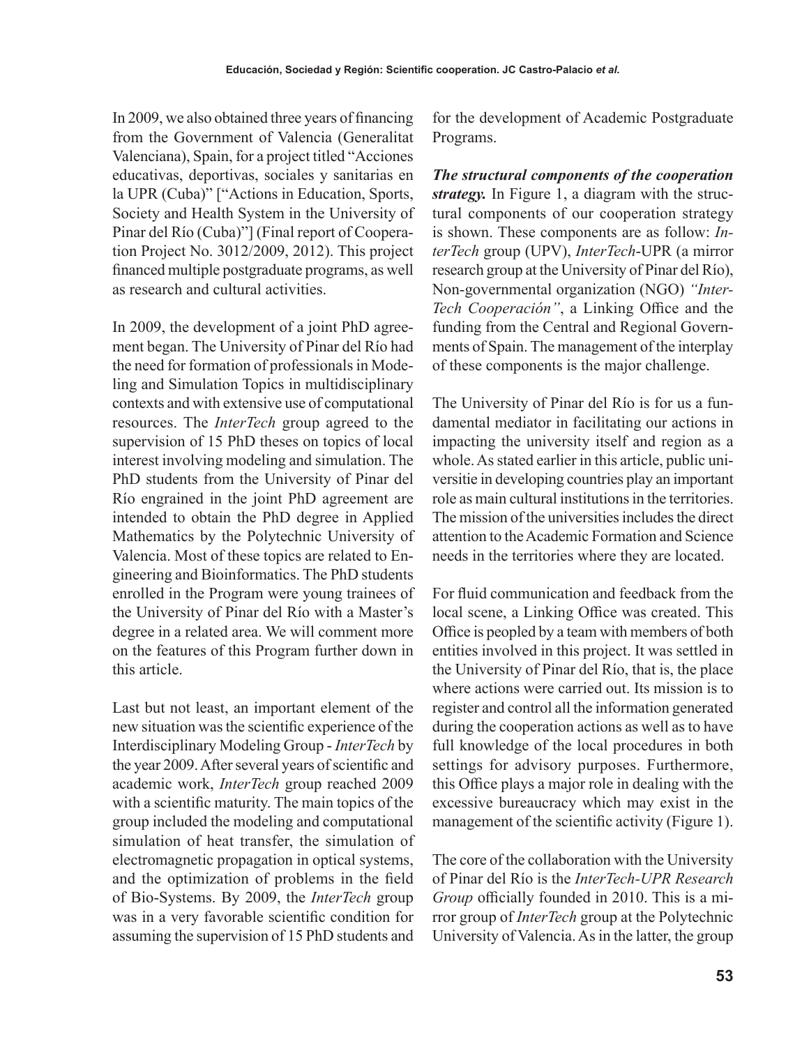In 2009, we also obtained three years of financing from the Government of Valencia (Generalitat Valenciana), Spain, for a project titled "Acciones educativas, deportivas, sociales y sanitarias en la UPR (Cuba)" ["Actions in Education, Sports, Society and Health System in the University of Pinar del Río (Cuba)"] (Final report of Cooperation Project No. 3012/2009, 2012). This project financed multiple postgraduate programs, as well as research and cultural activities.

In 2009, the development of a joint PhD agreement began. The University of Pinar del Río had the need for formation of professionals in Modeling and Simulation Topics in multidisciplinary contexts and with extensive use of computational resources. The *InterTech* group agreed to the supervision of 15 PhD theses on topics of local interest involving modeling and simulation. The PhD students from the University of Pinar del Río engrained in the joint PhD agreement are intended to obtain the PhD degree in Applied Mathematics by the Polytechnic University of Valencia. Most of these topics are related to Engineering and Bioinformatics. The PhD students enrolled in the Program were young trainees of the University of Pinar del Río with a Master's degree in a related area. We will comment more on the features of this Program further down in this article.

Last but not least, an important element of the new situation was the scientific experience of the Interdisciplinary Modeling Group - *InterTech* by the year 2009. After several years of scientific and academic work, *InterTech* group reached 2009 with a scientific maturity. The main topics of the group included the modeling and computational simulation of heat transfer, the simulation of electromagnetic propagation in optical systems, and the optimization of problems in the field of Bio-Systems. By 2009, the *InterTech* group was in a very favorable scientific condition for assuming the supervision of 15 PhD students and for the development of Academic Postgraduate Programs.

***The structural components of the cooperation strategy.*** In Figure 1, a diagram with the structural components of our cooperation strategy is shown. These components are as follow: *InterTech* group (UPV), *InterTech*-UPR (a mirror research group at the University of Pinar del Río), Non-governmental organization (NGO) *"InterTech Cooperación"*, a Linking Office and the funding from the Central and Regional Governments of Spain. The management of the interplay of these components is the major challenge.

The University of Pinar del Río is for us a fundamental mediator in facilitating our actions in impacting the university itself and region as a whole. As stated earlier in this article, public universitie in developing countries play an important role as main cultural institutions in the territories. The mission of the universities includes the direct attention to the Academic Formation and Science needs in the territories where they are located.

For fluid communication and feedback from the local scene, a Linking Office was created. This Office is peopled by a team with members of both entities involved in this project. It was settled in the University of Pinar del Río, that is, the place where actions were carried out. Its mission is to register and control all the information generated during the cooperation actions as well as to have full knowledge of the local procedures in both settings for advisory purposes. Furthermore, this Office plays a major role in dealing with the excessive bureaucracy which may exist in the management of the scientific activity (Figure 1).

The core of the collaboration with the University of Pinar del Río is the *InterTech-UPR Research Group* officially founded in 2010. This is a mirror group of *InterTech* group at the Polytechnic University of Valencia. As in the latter, the group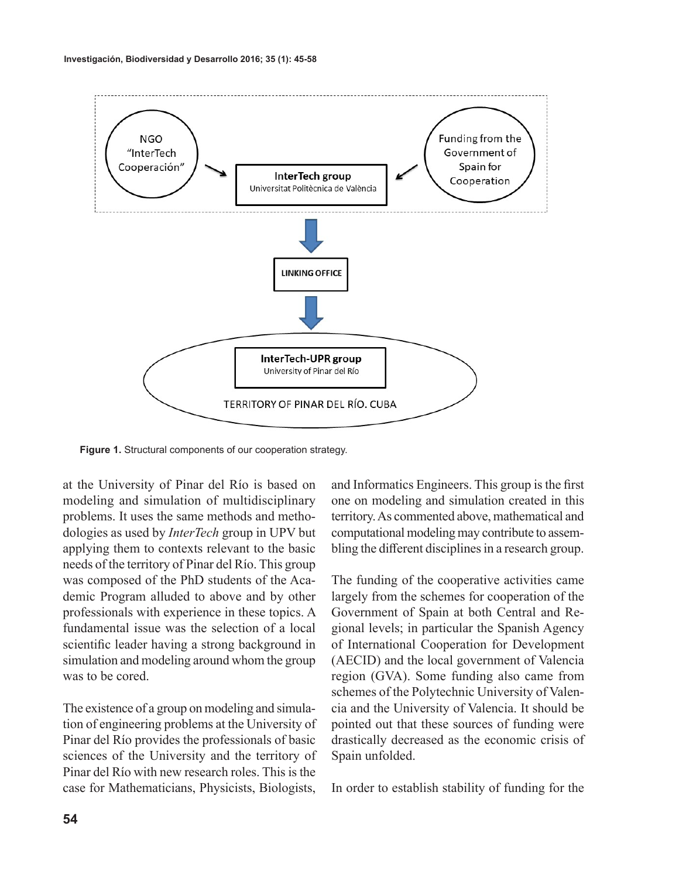**Figure 1.** Structural components of our cooperation strategy.

at the University of Pinar del Río is based on modeling and simulation of multidisciplinary problems. It uses the same methods and methodologies as used by *InterTech* group in UPV but applying them to contexts relevant to the basic needs of the territory of Pinar del Río. This group was composed of the PhD students of the Academic Program alluded to above and by other professionals with experience in these topics. A fundamental issue was the selection of a local scientific leader having a strong background in simulation and modeling around whom the group was to be cored.

The existence of a group on modeling and simulation of engineering problems at the University of Pinar del Río provides the professionals of basic sciences of the University and the territory of Pinar del Río with new research roles. This is the case for Mathematicians, Physicists, Biologists, and Informatics Engineers. This group is the first one on modeling and simulation created in this territory. As commented above, mathematical and computational modeling may contribute to assembling the different disciplines in a research group.

The funding of the cooperative activities came largely from the schemes for cooperation of the Government of Spain at both Central and Regional levels; in particular the Spanish Agency of International Cooperation for Development (AECID) and the local government of Valencia region (GVA). Some funding also came from schemes of the Polytechnic University of Valencia and the University of Valencia. It should be pointed out that these sources of funding were drastically decreased as the economic crisis of Spain unfolded.

In order to establish stability of funding for the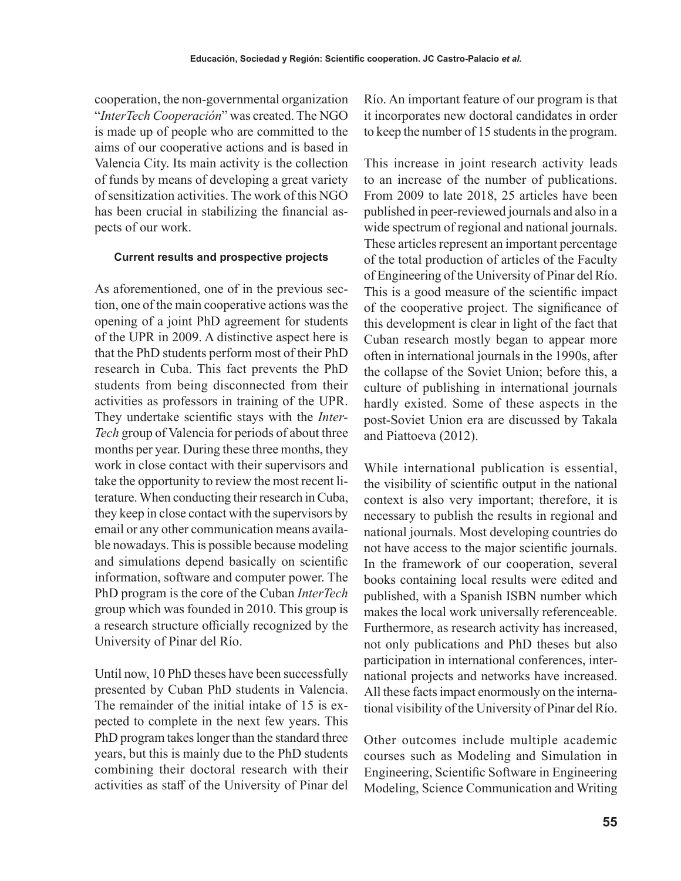cooperation, the non-governmental organization "*InterTech Cooperación*" was created. The NGO is made up of people who are committed to the aims of our cooperative actions and is based in Valencia City. Its main activity is the collection of funds by means of developing a great variety of sensitization activities. The work of this NGO has been crucial in stabilizing the financial aspects of our work.

#### Current results and prospective projects

As aforementioned, one of in the previous section, one of the main cooperative actions was the opening of a joint PhD agreement for students of the UPR in 2009. A distinctive aspect here is that the PhD students perform most of their PhD research in Cuba. This fact prevents the PhD students from being disconnected from their activities as professors in training of the UPR. They undertake scientific stays with the *InterTech* group of Valencia for periods of about three months per year. During these three months, they work in close contact with their supervisors and take the opportunity to review the most recent literature. When conducting their research in Cuba, they keep in close contact with the supervisors by email or any other communication means available nowadays. This is possible because modeling and simulations depend basically on scientific information, software and computer power. The PhD program is the core of the Cuban *InterTech* group which was founded in 2010. This group is a research structure officially recognized by the University of Pinar del Río.

Until now, 10 PhD theses have been successfully presented by Cuban PhD students in Valencia. The remainder of the initial intake of 15 is expected to complete in the next few years. This PhD program takes longer than the standard three years, but this is mainly due to the PhD students combining their doctoral research with their activities as staff of the University of Pinar del Río. An important feature of our program is that it incorporates new doctoral candidates in order to keep the number of 15 students in the program.

This increase in joint research activity leads to an increase of the number of publications. From 2009 to late 2018, 25 articles have been published in peer-reviewed journals and also in a wide spectrum of regional and national journals. These articles represent an important percentage of the total production of articles of the Faculty of Engineering of the University of Pinar del Río. This is a good measure of the scientific impact of the cooperative project. The significance of this development is clear in light of the fact that Cuban research mostly began to appear more often in international journals in the 1990s, after the collapse of the Soviet Union; before this, a culture of publishing in international journals hardly existed. Some of these aspects in the post-Soviet Union era are discussed by Takala and Piattoeva (2012).

While international publication is essential, the visibility of scientific output in the national context is also very important; therefore, it is necessary to publish the results in regional and national journals. Most developing countries do not have access to the major scientific journals. In the framework of our cooperation, several books containing local results were edited and published, with a Spanish ISBN number which makes the local work universally referenceable. Furthermore, as research activity has increased, not only publications and PhD theses but also participation in international conferences, international projects and networks have increased. All these facts impact enormously on the international visibility of the University of Pinar del Río.

Other outcomes include multiple academic courses such as Modeling and Simulation in Engineering, Scientific Software in Engineering Modeling, Science Communication and Writing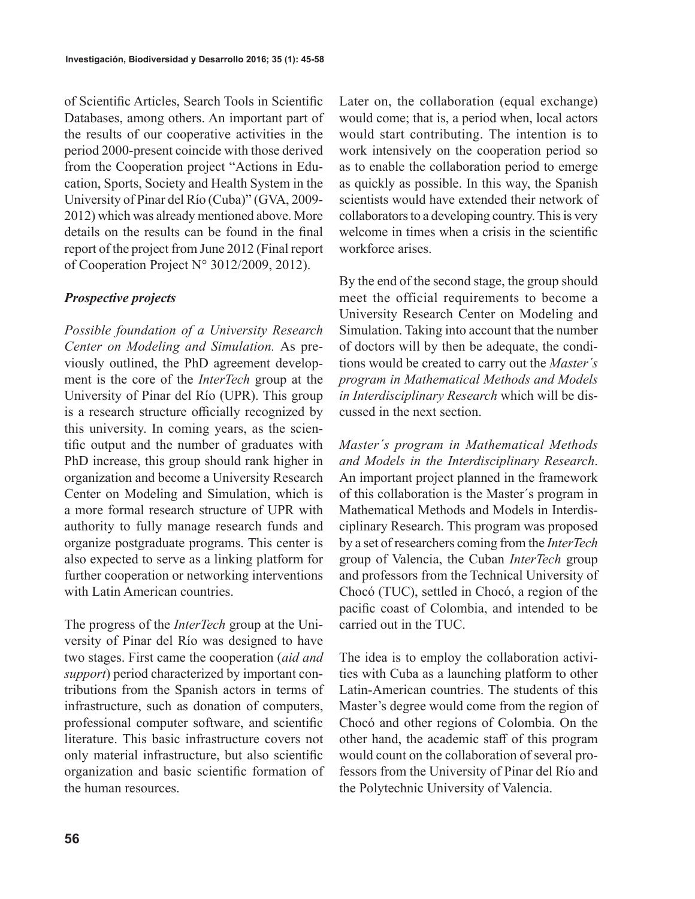of Scientific Articles, Search Tools in Scientific Databases, among others. An important part of the results of our cooperative activities in the period 2000-present coincide with those derived from the Cooperation project "Actions in Education, Sports, Society and Health System in the University of Pinar del Río (Cuba)" (GVA, 2009-2012) which was already mentioned above. More details on the results can be found in the final report of the project from June 2012 (Final report of Cooperation Project N° 3012/2009, 2012).

### *Prospective projects*

*Possible foundation of a University Research Center on Modeling and Simulation.* As previously outlined, the PhD agreement development is the core of the *InterTech* group at the University of Pinar del Río (UPR). This group is a research structure officially recognized by this university. In coming years, as the scientific output and the number of graduates with PhD increase, this group should rank higher in organization and become a University Research Center on Modeling and Simulation, which is a more formal research structure of UPR with authority to fully manage research funds and organize postgraduate programs. This center is also expected to serve as a linking platform for further cooperation or networking interventions with Latin American countries.

The progress of the *InterTech* group at the University of Pinar del Río was designed to have two stages. First came the cooperation (*aid and support*) period characterized by important contributions from the Spanish actors in terms of infrastructure, such as donation of computers, professional computer software, and scientific literature. This basic infrastructure covers not only material infrastructure, but also scientific organization and basic scientific formation of the human resources.

Later on, the collaboration (equal exchange) would come; that is, a period when, local actors would start contributing. The intention is to work intensively on the cooperation period so as to enable the collaboration period to emerge as quickly as possible. In this way, the Spanish scientists would have extended their network of collaborators to a developing country. This is very welcome in times when a crisis in the scientific workforce arises.

By the end of the second stage, the group should meet the official requirements to become a University Research Center on Modeling and Simulation. Taking into account that the number of doctors will by then be adequate, the conditions would be created to carry out the *Master´s program in Mathematical Methods and Models in Interdisciplinary Research* which will be discussed in the next section.

*Master´s program in Mathematical Methods and Models in the Interdisciplinary Research*. An important project planned in the framework of this collaboration is the Master´s program in Mathematical Methods and Models in Interdisciplinary Research. This program was proposed by a set of researchers coming from the *InterTech* group of Valencia, the Cuban *InterTech* group and professors from the Technical University of Chocó (TUC), settled in Chocó, a region of the pacific coast of Colombia, and intended to be carried out in the TUC.

The idea is to employ the collaboration activities with Cuba as a launching platform to other Latin-American countries. The students of this Master's degree would come from the region of Chocó and other regions of Colombia. On the other hand, the academic staff of this program would count on the collaboration of several professors from the University of Pinar del Río and the Polytechnic University of Valencia.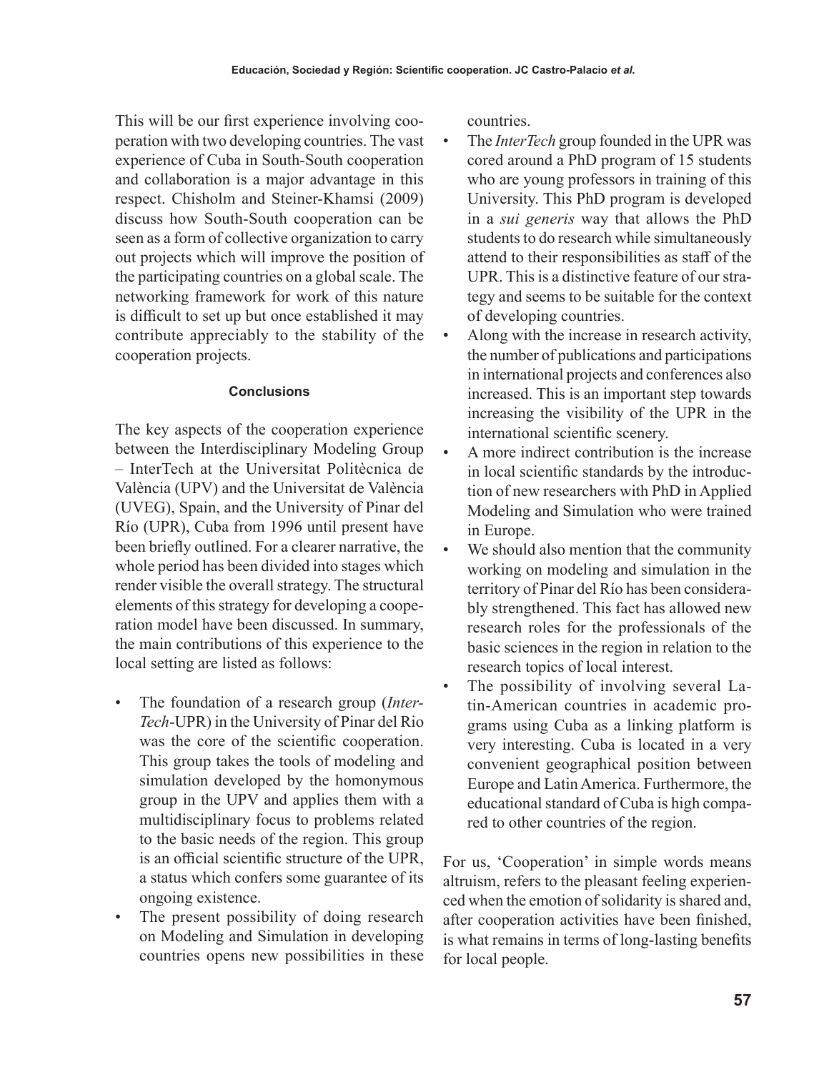This will be our first experience involving cooperation with two developing countries. The vast experience of Cuba in South-South cooperation and collaboration is a major advantage in this respect. Chisholm and Steiner-Khamsi (2009) discuss how South-South cooperation can be seen as a form of collective organization to carry out projects which will improve the position of the participating countries on a global scale. The networking framework for work of this nature is difficult to set up but once established it may contribute appreciably to the stability of the cooperation projects.

#### Conclusions

The key aspects of the cooperation experience between the Interdisciplinary Modeling Group – InterTech at the Universitat Politècnica de València (UPV) and the Universitat de València (UVEG), Spain, and the University of Pinar del Río (UPR), Cuba from 1996 until present have been briefly outlined. For a clearer narrative, the whole period has been divided into stages which render visible the overall strategy. The structural elements of this strategy for developing a cooperation model have been discussed. In summary, the main contributions of this experience to the local setting are listed as follows:

- The foundation of a research group (*InterTech*-UPR) in the University of Pinar del Rio was the core of the scientific cooperation. This group takes the tools of modeling and simulation developed by the homonymous group in the UPV and applies them with a multidisciplinary focus to problems related to the basic needs of the region. This group is an official scientific structure of the UPR, a status which confers some guarantee of its ongoing existence.
- The present possibility of doing research on Modeling and Simulation in developing countries opens new possibilities in these countries.
- The *InterTech* group founded in the UPR was cored around a PhD program of 15 students who are young professors in training of this University. This PhD program is developed in a *sui generis* way that allows the PhD students to do research while simultaneously attend to their responsibilities as staff of the UPR. This is a distinctive feature of our strategy and seems to be suitable for the context of developing countries.
- Along with the increase in research activity, the number of publications and participations in international projects and conferences also increased. This is an important step towards increasing the visibility of the UPR in the international scientific scenery.
- A more indirect contribution is the increase in local scientific standards by the introduction of new researchers with PhD in Applied Modeling and Simulation who were trained in Europe.
- We should also mention that the community working on modeling and simulation in the territory of Pinar del Río has been considerably strengthened. This fact has allowed new research roles for the professionals of the basic sciences in the region in relation to the research topics of local interest.
- The possibility of involving several Latin-American countries in academic programs using Cuba as a linking platform is very interesting. Cuba is located in a very convenient geographical position between Europe and Latin America. Furthermore, the educational standard of Cuba is high compared to other countries of the region.

For us, 'Cooperation' in simple words means altruism, refers to the pleasant feeling experienced when the emotion of solidarity is shared and, after cooperation activities have been finished, is what remains in terms of long-lasting benefits for local people.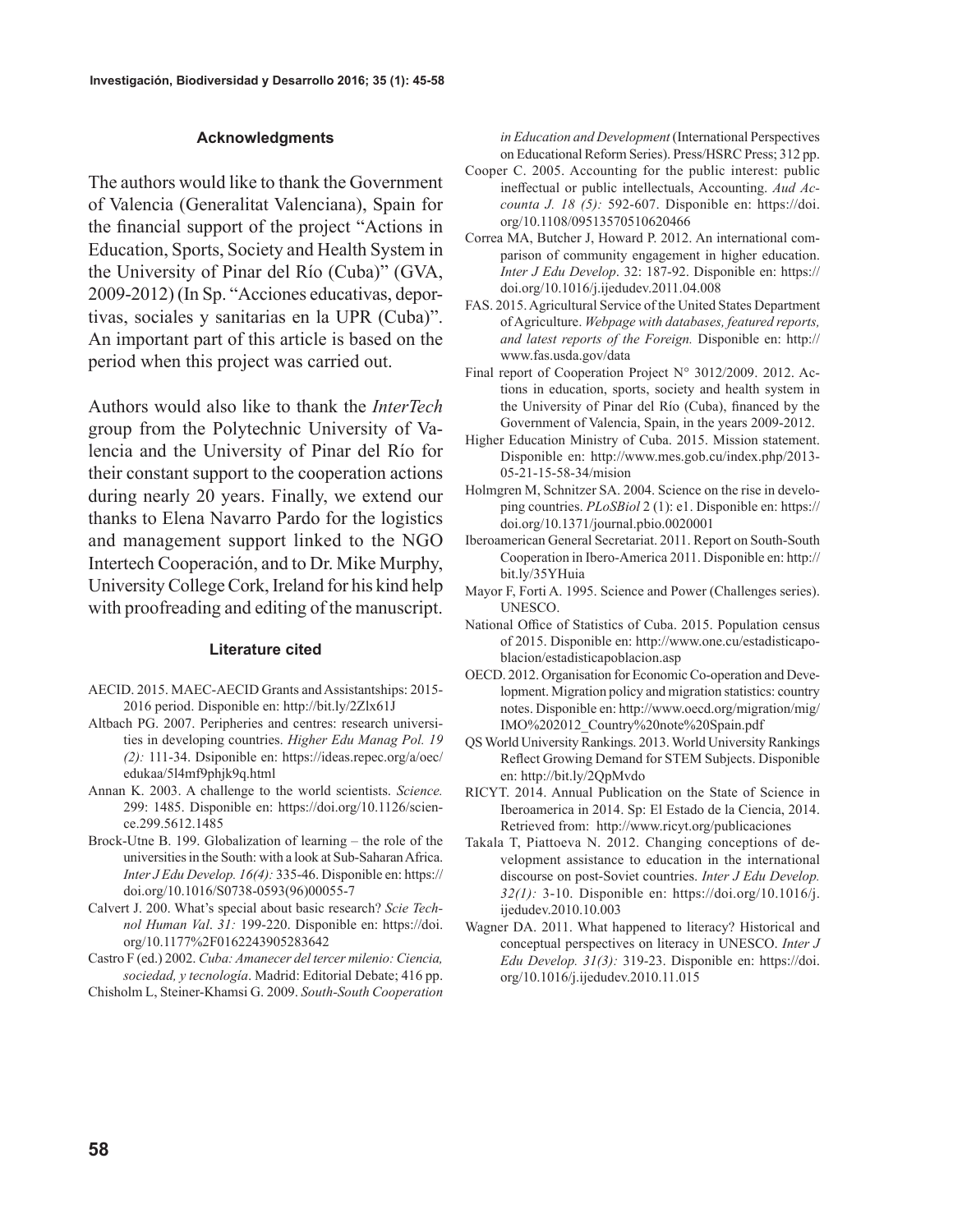### Acknowledgments

The authors would like to thank the Government of Valencia (Generalitat Valenciana), Spain for the financial support of the project "Actions in Education, Sports, Society and Health System in the University of Pinar del Río (Cuba)" (GVA, 2009-2012) (In Sp. "Acciones educativas, deportivas, sociales y sanitarias en la UPR (Cuba)". An important part of this article is based on the period when this project was carried out.

Authors would also like to thank the *InterTech* group from the Polytechnic University of Valencia and the University of Pinar del Río for their constant support to the cooperation actions during nearly 20 years. Finally, we extend our thanks to Elena Navarro Pardo for the logistics and management support linked to the NGO Intertech Cooperación, and to Dr. Mike Murphy, University College Cork, Ireland for his kind help with proofreading and editing of the manuscript.

### Literature cited

AECID. 2015. MAEC-AECID Grants and Assistantships: 2015-2016 period. Disponible en: http://bit.ly/2Zlx61J

Altbach PG. 2007. Peripheries and centres: research universities in developing countries. *Higher Edu Manag Pol. 19 (2):* 111-34. Dsiponible en: https://ideas.repec.org/a/oec/edukaa/5l4mf9phjk9q.html

Annan K. 2003. A challenge to the world scientists. *Science.* 299: 1485. Disponible en: https://doi.org/10.1126/science.299.5612.1485

Brock-Utne B. 199. Globalization of learning – the role of the universities in the South: with a look at Sub-Saharan Africa. *Inter J Edu Develop. 16(4):* 335-46. Disponible en: https://doi.org/10.1016/S0738-0593(96)00055-7

Calvert J. 200. What's special about basic research? *Scie Technol Human Val*. *31:* 199-220. Disponible en: https://doi.org/10.1177%2F0162243905283642

Castro F (ed.) 2002. *Cuba: Amanecer del tercer milenio: Ciencia, sociedad, y tecnología*. Madrid: Editorial Debate; 416 pp.

Chisholm L, Steiner-Khamsi G. 2009. *South-South Cooperation in Education and Development* (International Perspectives on Educational Reform Series). Press/HSRC Press; 312 pp.

Cooper C. 2005. Accounting for the public interest: public ineffectual or public intellectuals, Accounting. *Aud Accounta J. 18 (5):* 592-607. Disponible en: https://doi.org/10.1108/09513570510620466

Correa MA, Butcher J, Howard P. 2012. An international comparison of community engagement in higher education. *Inter J Edu Develop*. 32: 187-92. Disponible en: https://doi.org/10.1016/j.ijedudev.2011.04.008

FAS. 2015. Agricultural Service of the United States Department of Agriculture. *Webpage with databases, featured reports, and latest reports of the Foreign.* Disponible en: http://www.fas.usda.gov/data

Final report of Cooperation Project N° 3012/2009. 2012. Actions in education, sports, society and health system in the University of Pinar del Río (Cuba), financed by the Government of Valencia, Spain, in the years 2009-2012.

Higher Education Ministry of Cuba. 2015. Mission statement. Disponible en: http://www.mes.gob.cu/index.php/2013-05-21-15-58-34/mision

Holmgren M, Schnitzer SA. 2004. Science on the rise in developing countries. *PLoSBiol* 2 (1): e1. Disponible en: https://doi.org/10.1371/journal.pbio.0020001

Iberoamerican General Secretariat. 2011. Report on South-South Cooperation in Ibero-America 2011. Disponible en: http://bit.ly/35YHuia

Mayor F, Forti A. 1995. Science and Power (Challenges series). UNESCO.

National Office of Statistics of Cuba. 2015. Population census of 2015. Disponible en: http://www.one.cu/estadisticapoblacion/estadisticapoblacion.asp

OECD. 2012. Organisation for Economic Co-operation and Development. Migration policy and migration statistics: country notes. Disponible en: http://www.oecd.org/migration/mig/IMO%202012_Country%20note%20Spain.pdf

QS World University Rankings. 2013. World University Rankings Reflect Growing Demand for STEM Subjects. Disponible en: http://bit.ly/2QpMvdo

RICYT. 2014. Annual Publication on the State of Science in Iberoamerica in 2014. Sp: El Estado de la Ciencia, 2014. Retrieved from: http://www.ricyt.org/publicaciones

Takala T, Piattoeva N. 2012. Changing conceptions of development assistance to education in the international discourse on post-Soviet countries. *Inter J Edu Develop. 32(1):* 3-10. Disponible en: https://doi.org/10.1016/j.ijedudev.2010.10.003

Wagner DA. 2011. What happened to literacy? Historical and conceptual perspectives on literacy in UNESCO. *Inter J Edu Develop. 31(3):* 319-23. Disponible en: https://doi.org/10.1016/j.ijedudev.2010.11.015